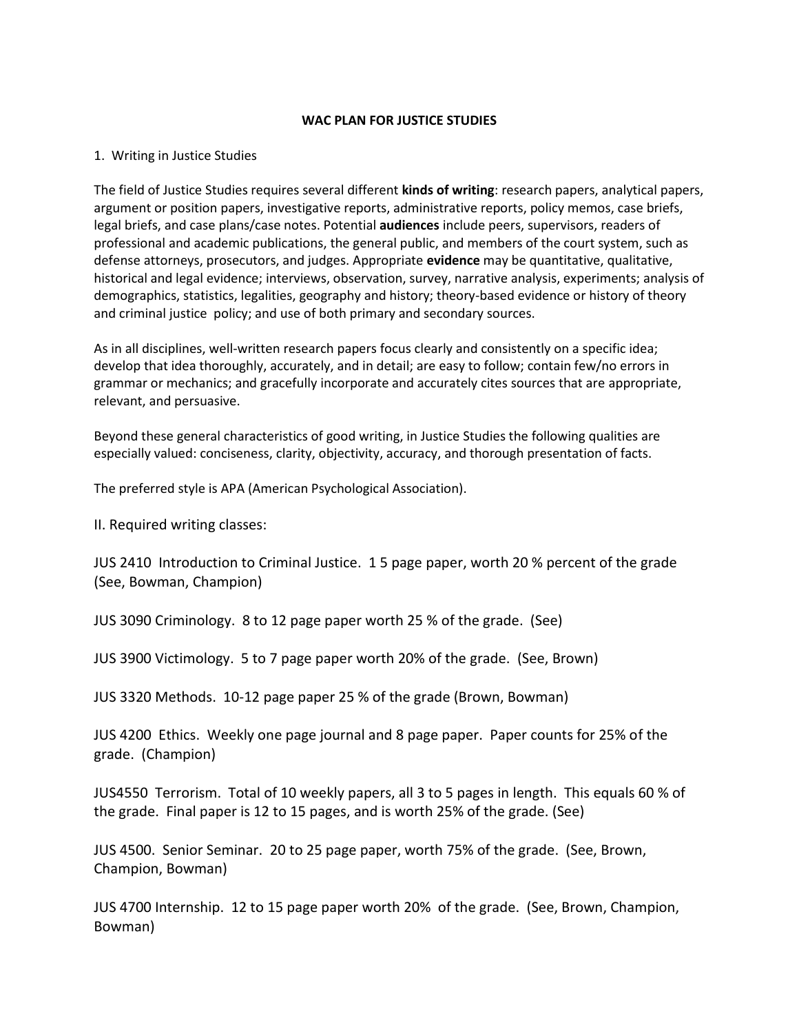# WAC PLAN FOR JUSTICE STUDIES

## 1. Writing in Justice Studies

The field of Justice Studies requires several different **kinds of writing**: research papers, analytical papers, argument or position papers, investigative reports, administrative reports, policy memos, case briefs, legal briefs, and case plans/case notes. Potential **audiences** include peers, supervisors, readers of professional and academic publications, the general public, and members of the court system, such as defense attorneys, prosecutors, and judges. Appropriate **evidence** may be quantitative, qualitative, historical and legal evidence; interviews, observation, survey, narrative analysis, experiments; analysis of demographics, statistics, legalities, geography and history; theory-based evidence or history of theory and criminal justice policy; and use of both primary and secondary sources.

As in all disciplines, well-written research papers focus clearly and consistently on a specific idea; develop that idea thoroughly, accurately, and in detail; are easy to follow; contain few/no errors in grammar or mechanics; and gracefully incorporate and accurately cites sources that are appropriate, relevant, and persuasive.

Beyond these general characteristics of good writing, in Justice Studies the following qualities are especially valued: conciseness, clarity, objectivity, accuracy, and thorough presentation of facts.

The preferred style is APA (American Psychological Association).

## II. Required writing classes:

JUS 2410 Introduction to Criminal Justice. 1 5 page paper, worth 20 % percent of the grade (See, Bowman, Champion)

JUS 3090 Criminology. 8 to 12 page paper worth 25 % of the grade. (See)

JUS 3900 Victimology. 5 to 7 page paper worth 20% of the grade. (See, Brown)

JUS 3320 Methods. 10-12 page paper 25 % of the grade (Brown, Bowman)

JUS 4200 Ethics. Weekly one page journal and 8 page paper. Paper counts for 25% of the grade. (Champion)

JUS4550 Terrorism. Total of 10 weekly papers, all 3 to 5 pages in length. This equals 60 % of the grade. Final paper is 12 to 15 pages, and is worth 25% of the grade. (See)

JUS 4500. Senior Seminar. 20 to 25 page paper, worth 75% of the grade. (See, Brown, Champion, Bowman)

JUS 4700 Internship. 12 to 15 page paper worth 20% of the grade. (See, Brown, Champion, Bowman)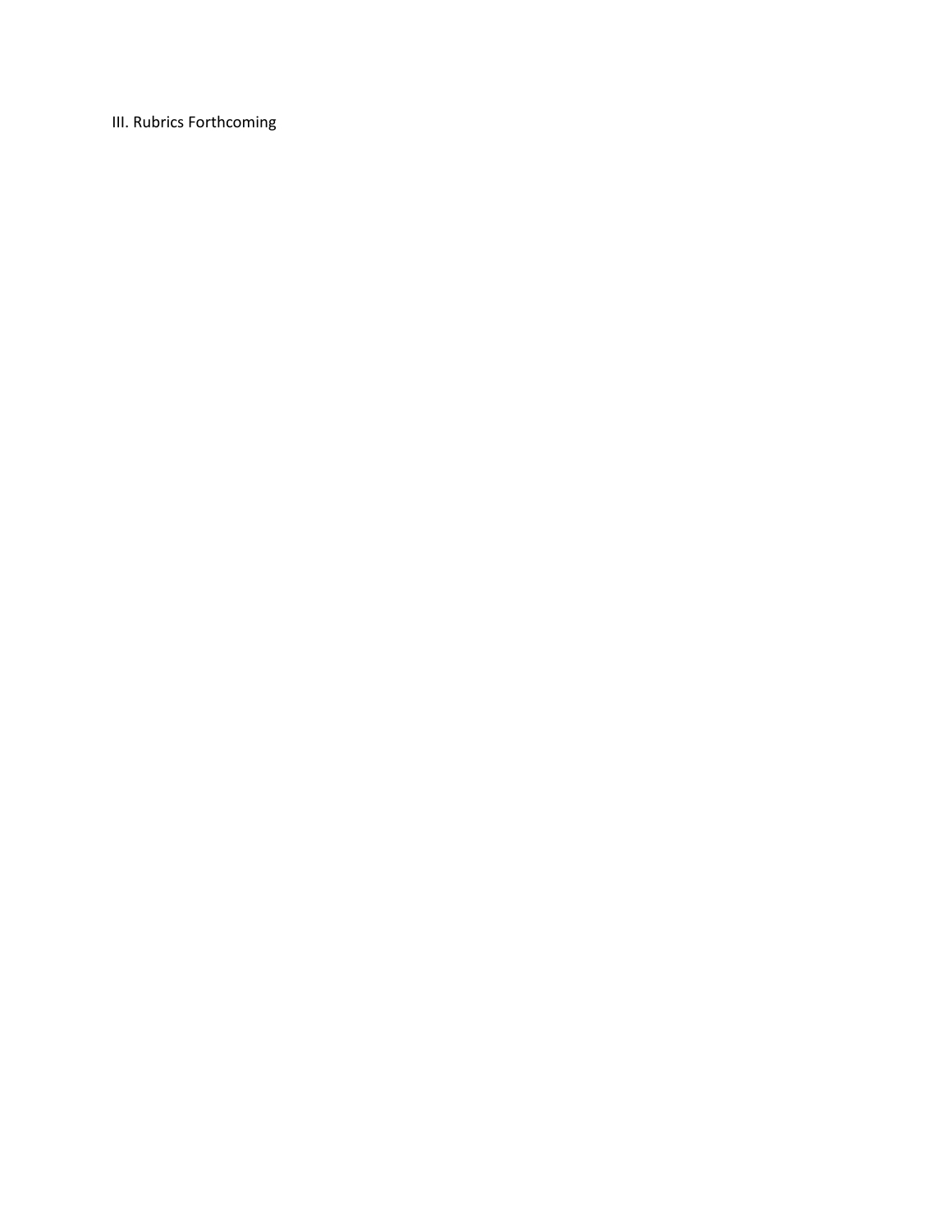## III. Rubrics Forthcoming